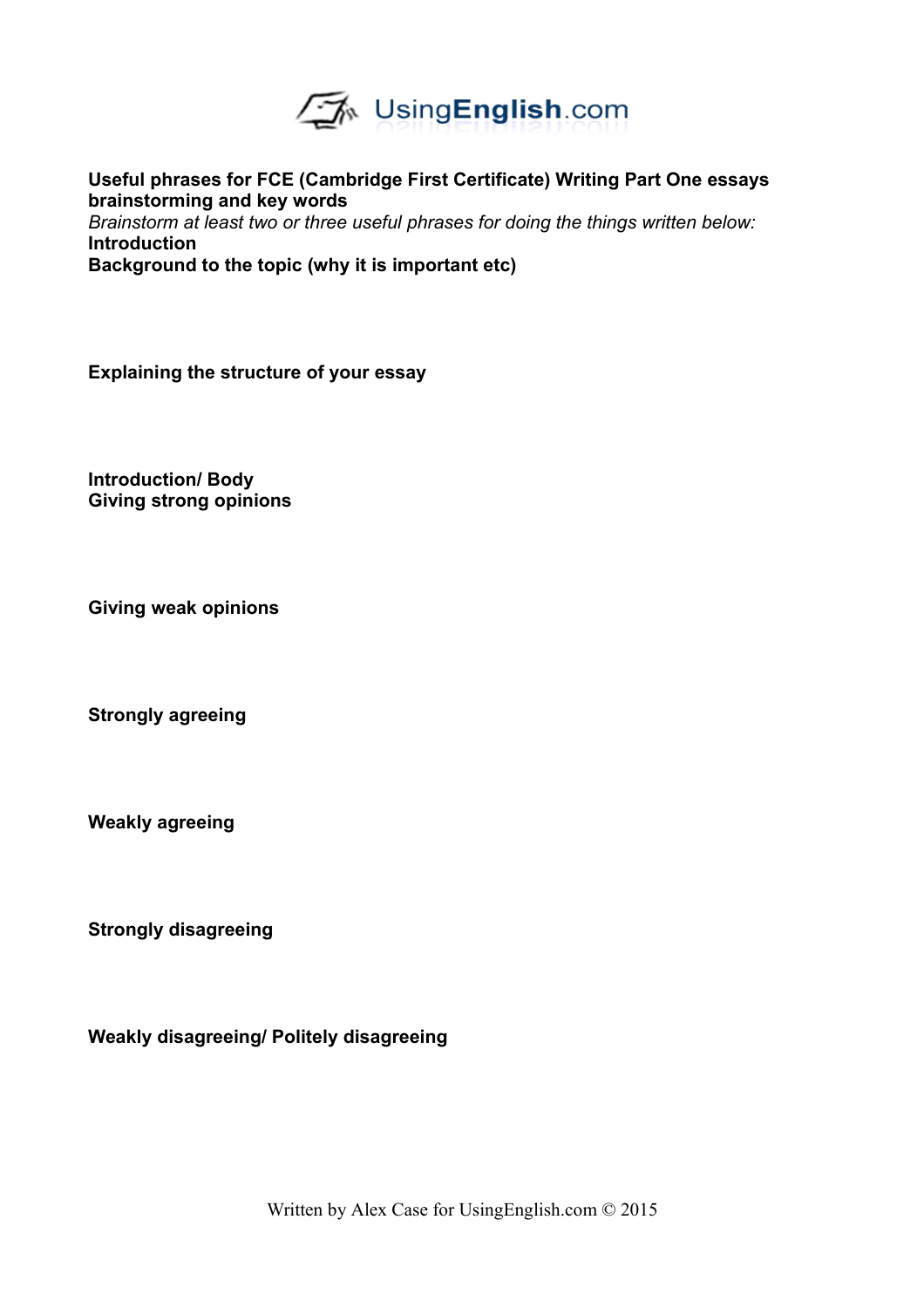UsingEnglish.com

**Useful phrases for FCE (Cambridge First Certificate) Writing Part One essays brainstorming and key words**

*Brainstorm at least two or three useful phrases for doing the things written below:*

**Introduction**

**Background to the topic (why it is important etc)**

**Explaining the structure of your essay**

**Introduction/ Body**

**Giving strong opinions**

**Giving weak opinions**

**Strongly agreeing**

**Weakly agreeing**

**Strongly disagreeing**

**Weakly disagreeing/ Politely disagreeing**

Written by Alex Case for UsingEnglish.com © 2015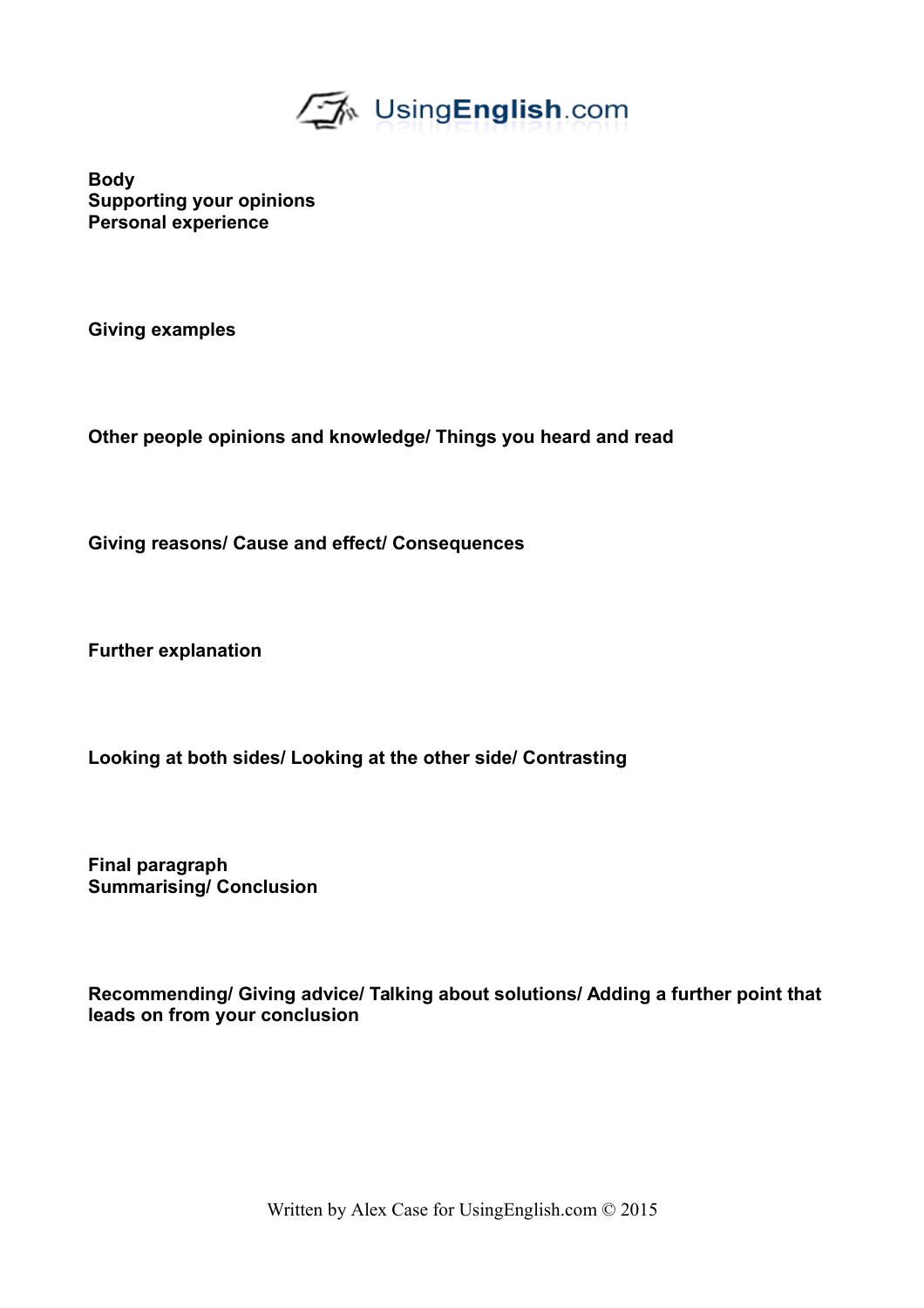**Body**
**Supporting your opinions**
**Personal experience**

**Giving examples**

**Other people opinions and knowledge/ Things you heard and read**

**Giving reasons/ Cause and effect/ Consequences**

**Further explanation**

**Looking at both sides/ Looking at the other side/ Contrasting**

**Final paragraph**
**Summarising/ Conclusion**

**Recommending/ Giving advice/ Talking about solutions/ Adding a further point that leads on from your conclusion**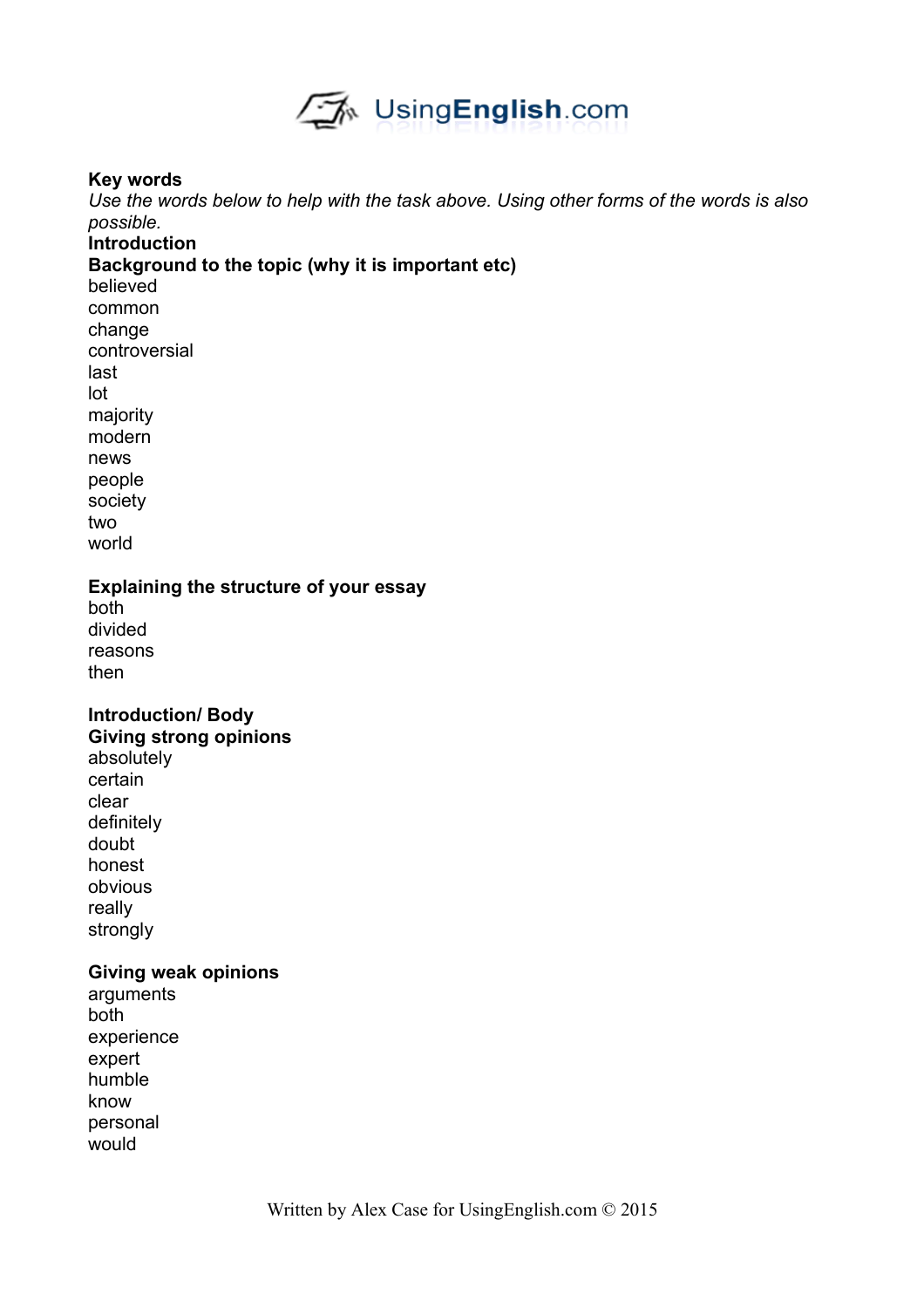**Key words**

*Use the words below to help with the task above. Using other forms of the words is also possible.*

**Introduction**

**Background to the topic (why it is important etc)**

believed
common
change
controversial
last
lot
majority
modern
news
people
society
two
world

**Explaining the structure of your essay**

both
divided
reasons
then

**Introduction/ Body**

**Giving strong opinions**

absolutely
certain
clear
definitely
doubt
honest
obvious
really
strongly

**Giving weak opinions**

arguments
both
experience
expert
humble
know
personal
would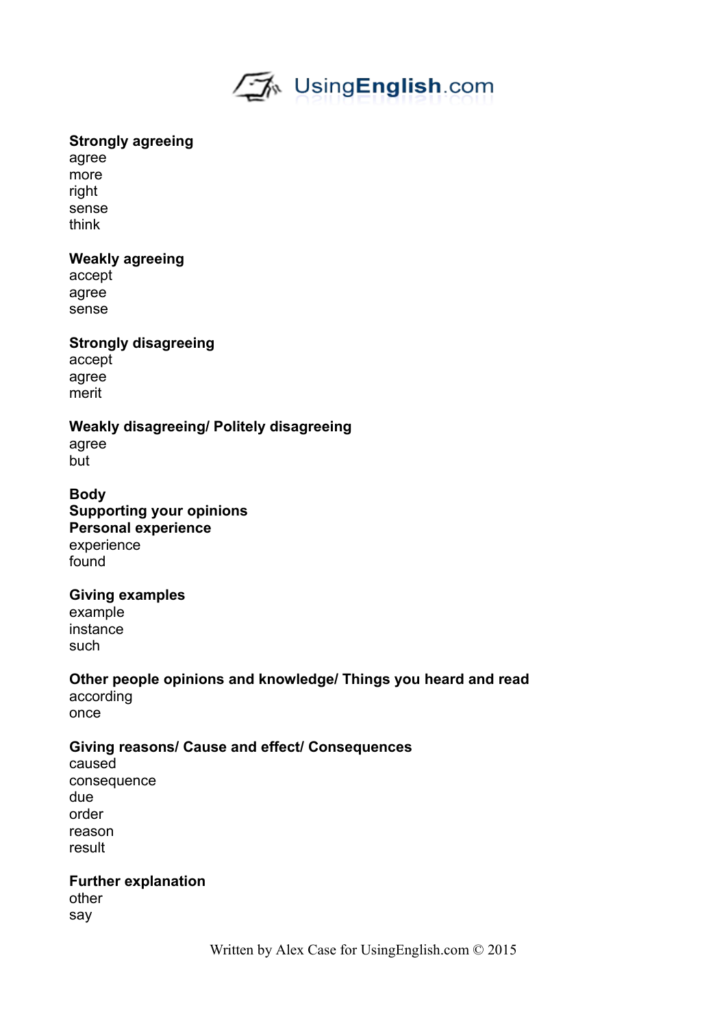**Strongly agreeing**
agree
more
right
sense
think

**Weakly agreeing**
accept
agree
sense

**Strongly disagreeing**
accept
agree
merit

**Weakly disagreeing/ Politely disagreeing**
agree
but

**Body**
**Supporting your opinions**
**Personal experience**
experience
found

**Giving examples**
example
instance
such

**Other people opinions and knowledge/ Things you heard and read**
according
once

**Giving reasons/ Cause and effect/ Consequences**
caused
consequence
due
order
reason
result

**Further explanation**
other
say

Written by Alex Case for UsingEnglish.com © 2015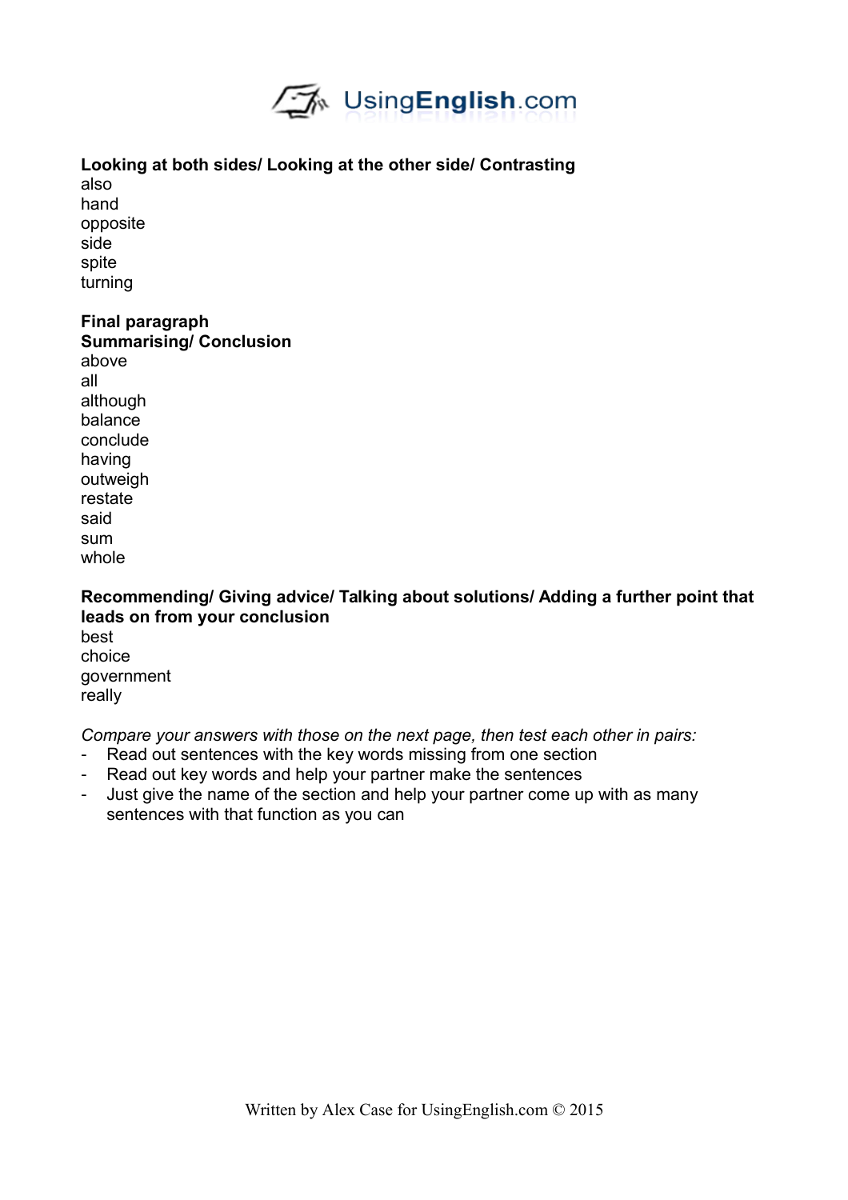**Looking at both sides/ Looking at the other side/ Contrasting**

also
hand
opposite
side
spite
turning

**Final paragraph**
**Summarising/ Conclusion**

above
all
although
balance
conclude
having
outweigh
restate
said
sum
whole

**Recommending/ Giving advice/ Talking about solutions/ Adding a further point that leads on from your conclusion**

best
choice
government
really

*Compare your answers with those on the next page, then test each other in pairs:*

- Read out sentences with the key words missing from one section
- Read out key words and help your partner make the sentences
- Just give the name of the section and help your partner come up with as many sentences with that function as you can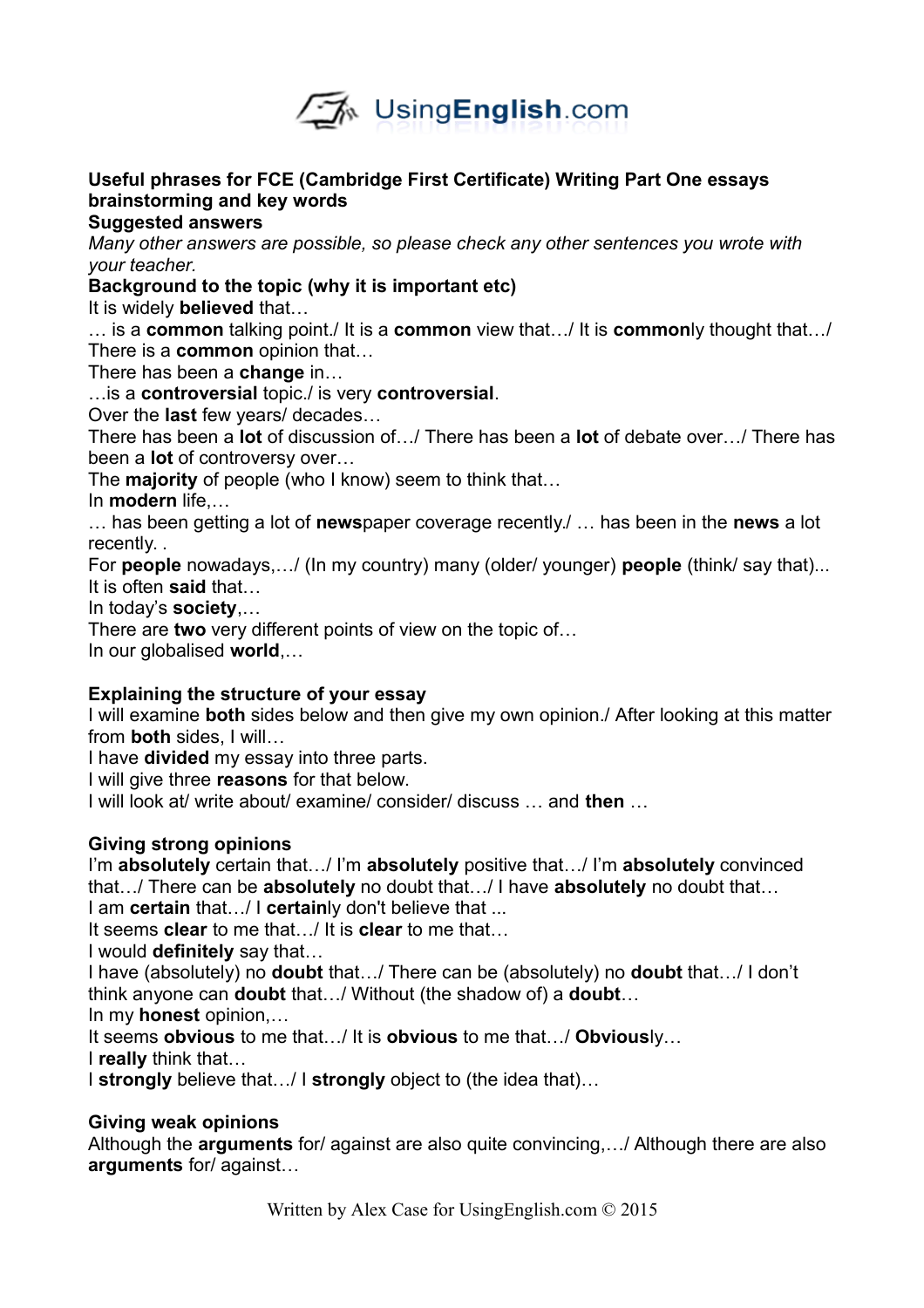**Useful phrases for FCE (Cambridge First Certificate) Writing Part One essays brainstorming and key words**

**Suggested answers**

*Many other answers are possible, so please check any other sentences you wrote with your teacher.*

**Background to the topic (why it is important etc)**

It is widely **believed** that…

… is a **common** talking point./ It is a **common** view that…/ It is **common**ly thought that…/ There is a **common** opinion that…

There has been a **change** in…

…is a **controversial** topic./ is very **controversial**.

Over the **last** few years/ decades…

There has been a **lot** of discussion of…/ There has been a **lot** of debate over…/ There has been a **lot** of controversy over…

The **majority** of people (who I know) seem to think that…

In **modern** life,…

… has been getting a lot of **news**paper coverage recently./ … has been in the **news** a lot recently. .

For **people** nowadays,…/ (In my country) many (older/ younger) **people** (think/ say that)...

It is often **said** that…

In today's **society**,…

There are **two** very different points of view on the topic of…

In our globalised **world**,…

**Explaining the structure of your essay**

I will examine **both** sides below and then give my own opinion./ After looking at this matter from **both** sides, I will…

I have **divided** my essay into three parts.

I will give three **reasons** for that below.

I will look at/ write about/ examine/ consider/ discuss … and **then** …

**Giving strong opinions**

I'm **absolutely** certain that…/ I'm **absolutely** positive that…/ I'm **absolutely** convinced that…/ There can be **absolutely** no doubt that…/ I have **absolutely** no doubt that…

I am **certain** that…/ I **certain**ly don't believe that ...

It seems **clear** to me that…/ It is **clear** to me that…

I would **definitely** say that…

I have (absolutely) no **doubt** that…/ There can be (absolutely) no **doubt** that…/ I don't think anyone can **doubt** that…/ Without (the shadow of) a **doubt**…

In my **honest** opinion,…

It seems **obvious** to me that…/ It is **obvious** to me that…/ **Obvious**ly…

I **really** think that…

I **strongly** believe that…/ I **strongly** object to (the idea that)…

**Giving weak opinions**

Although the **arguments** for/ against are also quite convincing,…/ Although there are also **arguments** for/ against…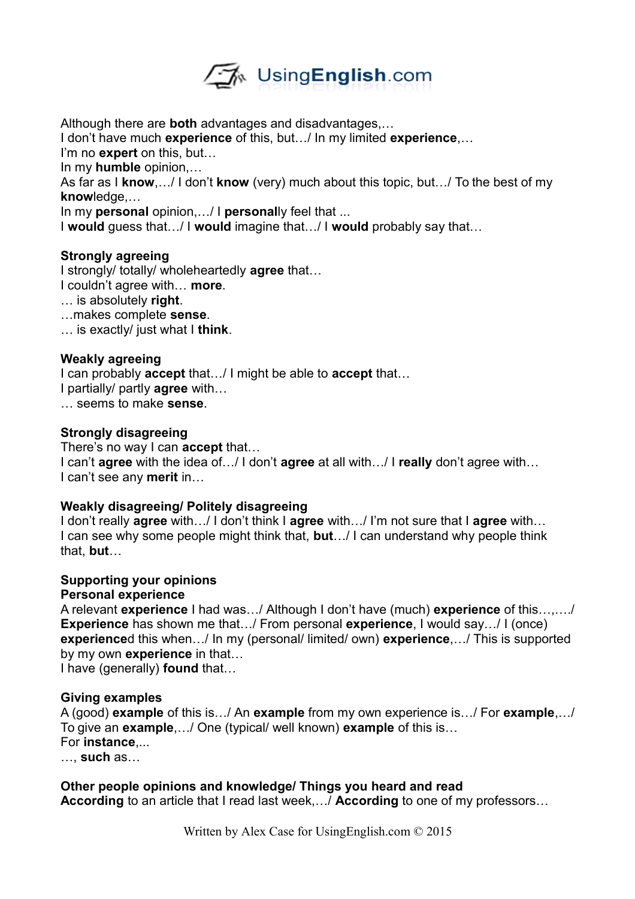Although there are **both** advantages and disadvantages,…
I don't have much **experience** of this, but…/ In my limited **experience**,…
I'm no **expert** on this, but…
In my **humble** opinion,…
As far as I **know**,…/ I don't **know** (very) much about this topic, but…/ To the best of my **know**ledge,…
In my **personal** opinion,…/ I **personal**ly feel that ...
I **would** guess that…/ I **would** imagine that…/ I **would** probably say that…

**Strongly agreeing**
I strongly/ totally/ wholeheartedly **agree** that…
I couldn't agree with… **more**.
… is absolutely **right**.
…makes complete **sense**.
… is exactly/ just what I **think**.

**Weakly agreeing**
I can probably **accept** that…/ I might be able to **accept** that…
I partially/ partly **agree** with…
… seems to make **sense**.

**Strongly disagreeing**
There's no way I can **accept** that…
I can't **agree** with the idea of…/ I don't **agree** at all with…/ I **really** don't agree with…
I can't see any **merit** in…

**Weakly disagreeing/ Politely disagreeing**
I don't really **agree** with…/ I don't think I **agree** with…/ I'm not sure that I **agree** with…
I can see why some people might think that, **but**…/ I can understand why people think that, **but**…

**Supporting your opinions**
**Personal experience**
A relevant **experience** I had was…/ Although I don't have (much) **experience** of this…,…./ **Experience** has shown me that…/ From personal **experience**, I would say…/ I (once) **experience**d this when…/ In my (personal/ limited/ own) **experience**,…/ This is supported by my own **experience** in that…
I have (generally) **found** that…

**Giving examples**
A (good) **example** of this is…/ An **example** from my own experience is…/ For **example**,…/ To give an **example**,…/ One (typical/ well known) **example** of this is…
For **instance**,...
…, **such** as…

**Other people opinions and knowledge/ Things you heard and read**
**According** to an article that I read last week,…/ **According** to one of my professors…

Written by Alex Case for UsingEnglish.com © 2015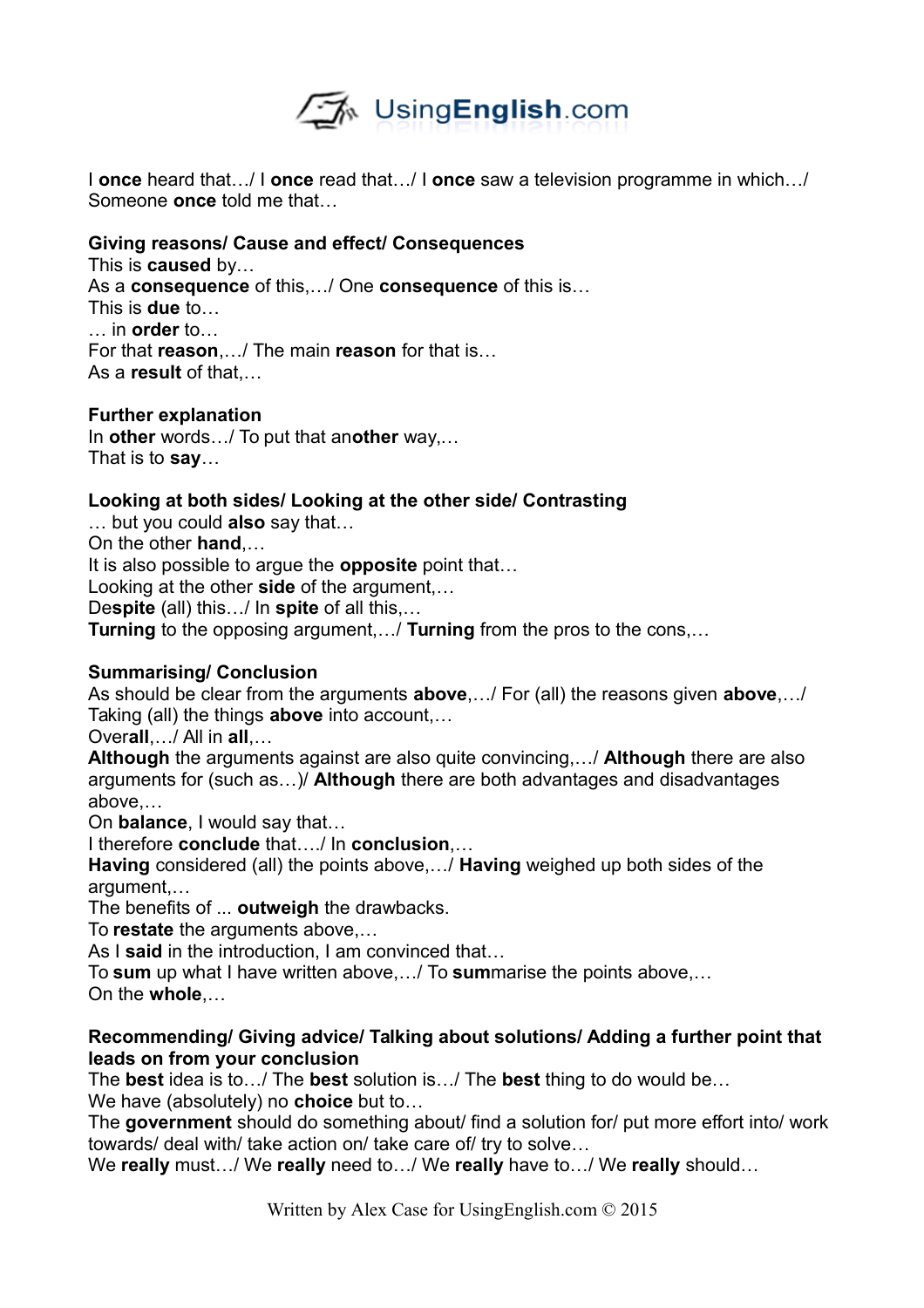I **once** heard that…/ I **once** read that…/ I **once** saw a television programme in which…/ Someone **once** told me that…

**Giving reasons/ Cause and effect/ Consequences**
This is **caused** by…
As a **consequence** of this,…/ One **consequence** of this is…
This is **due** to…
… in **order** to…
For that **reason**,…/ The main **reason** for that is…
As a **result** of that,…

**Further explanation**
In **other** words…/ To put that an**other** way,…
That is to **say**…

**Looking at both sides/ Looking at the other side/ Contrasting**
… but you could **also** say that…
On the other **hand**,…
It is also possible to argue the **opposite** point that…
Looking at the other **side** of the argument,…
De**spite** (all) this…/ In **spite** of all this,…
**Turning** to the opposing argument,…/ **Turning** from the pros to the cons,…

**Summarising/ Conclusion**
As should be clear from the arguments **above**,…/ For (all) the reasons given **above**,…/ Taking (all) the things **above** into account,…
Over**all**,…/ All in **all**,…
**Although** the arguments against are also quite convincing,…/ **Although** there are also arguments for (such as…)/ **Although** there are both advantages and disadvantages above,…
On **balance**, I would say that…
I therefore **conclude** that…./ In **conclusion**,…
**Having** considered (all) the points above,…/ **Having** weighed up both sides of the argument,…
The benefits of ... **outweigh** the drawbacks.
To **restate** the arguments above,…
As I **said** in the introduction, I am convinced that…
To **sum** up what I have written above,…/ To **sum**marise the points above,…
On the **whole**,…

**Recommending/ Giving advice/ Talking about solutions/ Adding a further point that leads on from your conclusion**
The **best** idea is to…/ The **best** solution is…/ The **best** thing to do would be…
We have (absolutely) no **choice** but to…
The **government** should do something about/ find a solution for/ put more effort into/ work towards/ deal with/ take action on/ take care of/ try to solve…
We **really** must…/ We **really** need to…/ We **really** have to…/ We **really** should…

Written by Alex Case for UsingEnglish.com © 2015